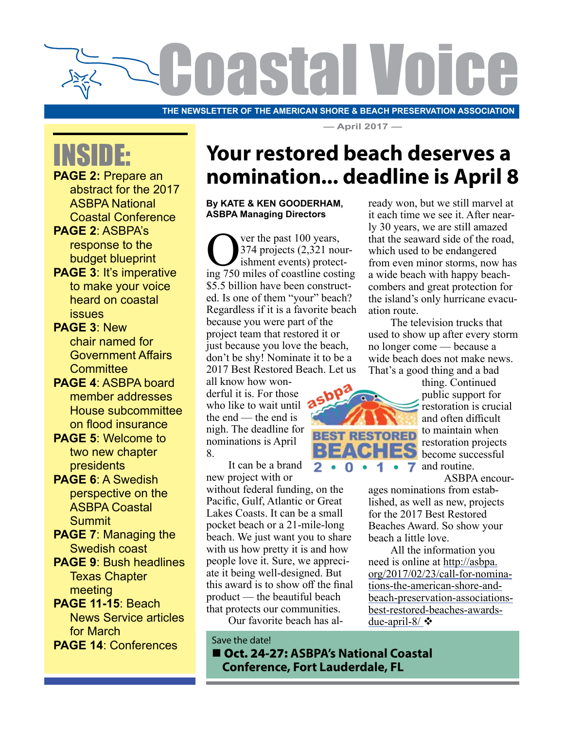# Coastal Voice

THE NEWSLETTER OF THE AMERICAN SHORE & BEACH PRESERVATION ASSOCIATION

— April 2017 —

## INSIDE:

**PAGE 2:** Prepare an abstract for the 2017 ASBPA National Coastal Conference

**PAGE 2**: ASBPA's response to the budget blueprint

**PAGE 3**: It's imperative to make your voice heard on coastal issues

**PAGE 3**: New chair named for Government Affairs Committee

**PAGE 4**: ASBPA board member addresses House subcommittee on flood insurance

**PAGE 5**: Welcome to two new chapter presidents

**PAGE 6**: A Swedish perspective on the ASBPA Coastal Summit

**PAGE 7**: Managing the Swedish coast

**PAGE 9**: Bush headlines Texas Chapter meeting

**PAGE 11-15**: Beach News Service articles for March

**PAGE 14**: Conferences

# Your restored beach deserves a nomination... deadline is April 8

**By KATE & KEN GOODERHAM, ASBPA Managing Directors**

Over the past 100 years, 374 projects (2,321 nourishment events) protecting 750 miles of coastline costing $5.5 billion have been constructed. Is one of them "your" beach? Regardless if it is a favorite beach because you were part of the project team that restored it or just because you love the beach, don't be shy! Nominate it to be a 2017 Best Restored Beach. Let us all know how wonderful it is. For those who like to wait until the end — the end is nigh. The deadline for nominations is April 8.

It can be a brand new project with or without federal funding, on the Pacific, Gulf, Atlantic or Great Lakes Coasts. It can be a small pocket beach or a 21-mile-long beach. We just want you to share with us how pretty it is and how people love it. Sure, we appreciate it being well-designed. But this award is to show off the final product — the beautiful beach that protects our communities.

Our favorite beach has already won, but we still marvel at it each time we see it. After nearly 30 years, we are still amazed that the seaward side of the road, which used to be endangered from even minor storms, now has a wide beach with happy beachcombers and great protection for the island's only hurricane evacuation route.

The television trucks that used to show up after every storm no longer come — because a wide beach does not make news. That's a good thing and a bad thing. Continued public support for restoration is crucial and often difficult to maintain when restoration projects become successful and routine.

ASBPA encourages nominations from established, as well as new, projects for the 2017 Best Restored Beaches Award. So show your beach a little love.

All the information you need is online at http://asbpa.org/2017/02/23/call-for-nominations-the-american-shore-and-beach-preservation-associations-best-restored-beaches-awards-due-april-8/ ❖

Save the date!

■ **Oct. 24-27: ASBPA's National Coastal Conference, Fort Lauderdale, FL**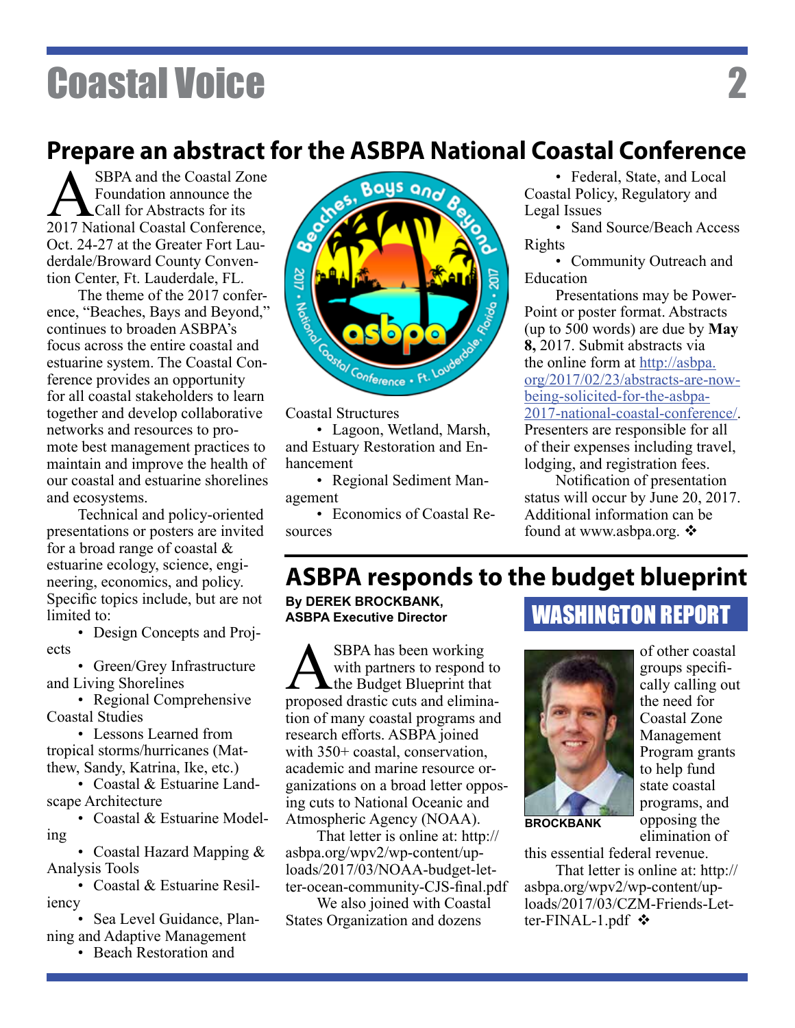## Prepare an abstract for the ASBPA National Coastal Conference

ASBPA and the Coastal Zone Foundation announce the Call for Abstracts for its 2017 National Coastal Conference, Oct. 24-27 at the Greater Fort Lauderdale/Broward County Convention Center, Ft. Lauderdale, FL.

The theme of the 2017 conference, "Beaches, Bays and Beyond," continues to broaden ASBPA's focus across the entire coastal and estuarine system. The Coastal Conference provides an opportunity for all coastal stakeholders to learn together and develop collaborative networks and resources to promote best management practices to maintain and improve the health of our coastal and estuarine shorelines and ecosystems.

Technical and policy-oriented presentations or posters are invited for a broad range of coastal & estuarine ecology, science, engineering, economics, and policy. Specific topics include, but are not limited to:

- Design Concepts and Projects
- Green/Grey Infrastructure and Living Shorelines
- Regional Comprehensive Coastal Studies
- Lessons Learned from tropical storms/hurricanes (Matthew, Sandy, Katrina, Ike, etc.)
- Coastal & Estuarine Landscape Architecture
- Coastal & Estuarine Modeling
- Coastal Hazard Mapping & Analysis Tools
- Coastal & Estuarine Resiliency
- Sea Level Guidance, Planning and Adaptive Management
- Beach Restoration and Coastal Structures
- Lagoon, Wetland, Marsh, and Estuary Restoration and Enhancement
- Regional Sediment Management
- Economics of Coastal Resources
- Federal, State, and Local Coastal Policy, Regulatory and Legal Issues
- Sand Source/Beach Access Rights
- Community Outreach and Education

Presentations may be PowerPoint or poster format. Abstracts (up to 500 words) are due by **May 8,** 2017. Submit abstracts via the online form at http://asbpa.org/2017/02/23/abstracts-are-now-being-solicited-for-the-asbpa-2017-national-coastal-conference/. Presenters are responsible for all of their expenses including travel, lodging, and registration fees.

Notification of presentation status will occur by June 20, 2017. Additional information can be found at www.asbpa.org. ❖

## ASBPA responds to the budget blueprint

**WASHINGTON REPORT**

**By DEREK BROCKBANK, ASBPA Executive Director**

ASBPA has been working with partners to respond to the Budget Blueprint that proposed drastic cuts and elimination of many coastal programs and research efforts. ASBPA joined with 350+ coastal, conservation, academic and marine resource organizations on a broad letter opposing cuts to National Oceanic and Atmospheric Agency (NOAA).

That letter is online at: http://asbpa.org/wpv2/wp-content/uploads/2017/03/NOAA-budget-letter-ocean-community-CJS-final.pdf

We also joined with Coastal States Organization and dozens of other coastal groups specifically calling out the need for Coastal Zone Management Program grants to help fund state coastal programs, and opposing the elimination of this essential federal revenue.

BROCKBANK

That letter is online at: http://asbpa.org/wpv2/wp-content/uploads/2017/03/CZM-Friends-Letter-FINAL-1.pdf ❖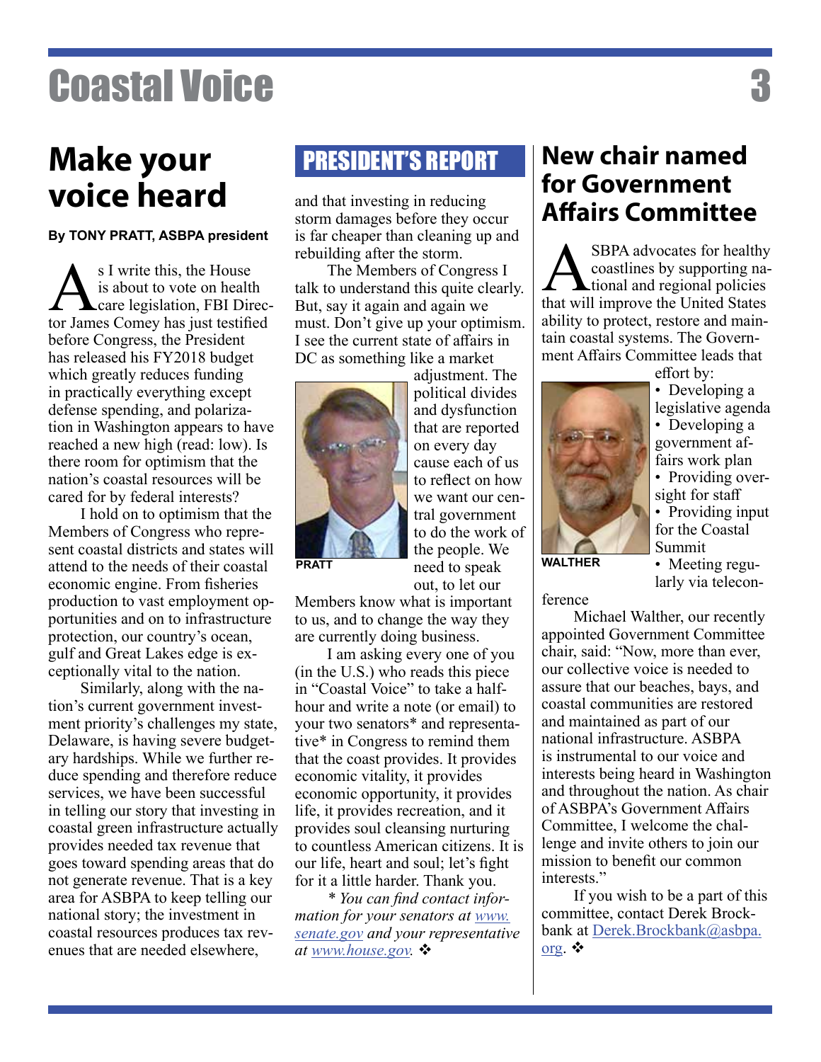# Make your voice heard

**By TONY PRATT, ASBPA president**

As I write this, the House is about to vote on health care legislation, FBI Director James Comey has just testified before Congress, the President has released his FY2018 budget which greatly reduces funding in practically everything except defense spending, and polarization in Washington appears to have reached a new high (read: low). Is there room for optimism that the nation's coastal resources will be cared for by federal interests?

I hold on to optimism that the Members of Congress who represent coastal districts and states will attend to the needs of their coastal economic engine. From fisheries production to vast employment opportunities and on to infrastructure protection, our country's ocean, gulf and Great Lakes edge is exceptionally vital to the nation.

Similarly, along with the nation's current government investment priority's challenges my state, Delaware, is having severe budgetary hardships. While we further reduce spending and therefore reduce services, we have been successful in telling our story that investing in coastal green infrastructure actually provides needed tax revenue that goes toward spending areas that do not generate revenue. That is a key area for ASBPA to keep telling our national story; the investment in coastal resources produces tax revenues that are needed elsewhere, and that investing in reducing storm damages before they occur is far cheaper than cleaning up and rebuilding after the storm.

The Members of Congress I talk to understand this quite clearly. But, say it again and again we must. Don't give up your optimism. I see the current state of affairs in DC as something like a market adjustment. The political divides and dysfunction that are reported on every day cause each of us to reflect on how we want our central government to do the work of the people. We need to speak out, to let our Members know what is important to us, and to change the way they are currently doing business.

PRATT

I am asking every one of you (in the U.S.) who reads this piece in "Coastal Voice" to take a half-hour and write a note (or email) to your two senators* and representative* in Congress to remind them that the coast provides. It provides economic vitality, it provides economic opportunity, it provides life, it provides recreation, and it provides soul cleansing nurturing to countless American citizens. It is our life, heart and soul; let's fight for it a little harder. Thank you.

*\* You can find contact information for your senators at [www.senate.gov](http://www.senate.gov) and your representative at [www.house.gov](http://www.house.gov).* ❖

# New chair named for Government Affairs Committee

ASBPA advocates for healthy coastlines by supporting national and regional policies that will improve the United States ability to protect, restore and maintain coastal systems. The Government Affairs Committee leads that effort by:

- Developing a legislative agenda
- Developing a government affairs work plan
- Providing oversight for staff
- Providing input for the Coastal Summit
- Meeting regularly via teleconference

WALTHER

Michael Walther, our recently appointed Government Committee chair, said: "Now, more than ever, our collective voice is needed to assure that our beaches, bays, and coastal communities are restored and maintained as part of our national infrastructure. ASBPA is instrumental to our voice and interests being heard in Washington and throughout the nation. As chair of ASBPA's Government Affairs Committee, I welcome the challenge and invite others to join our mission to benefit our common interests."

If you wish to be a part of this committee, contact Derek Brockbank at [Derek.Brockbank@asbpa.org](mailto:Derek.Brockbank@asbpa.org). ❖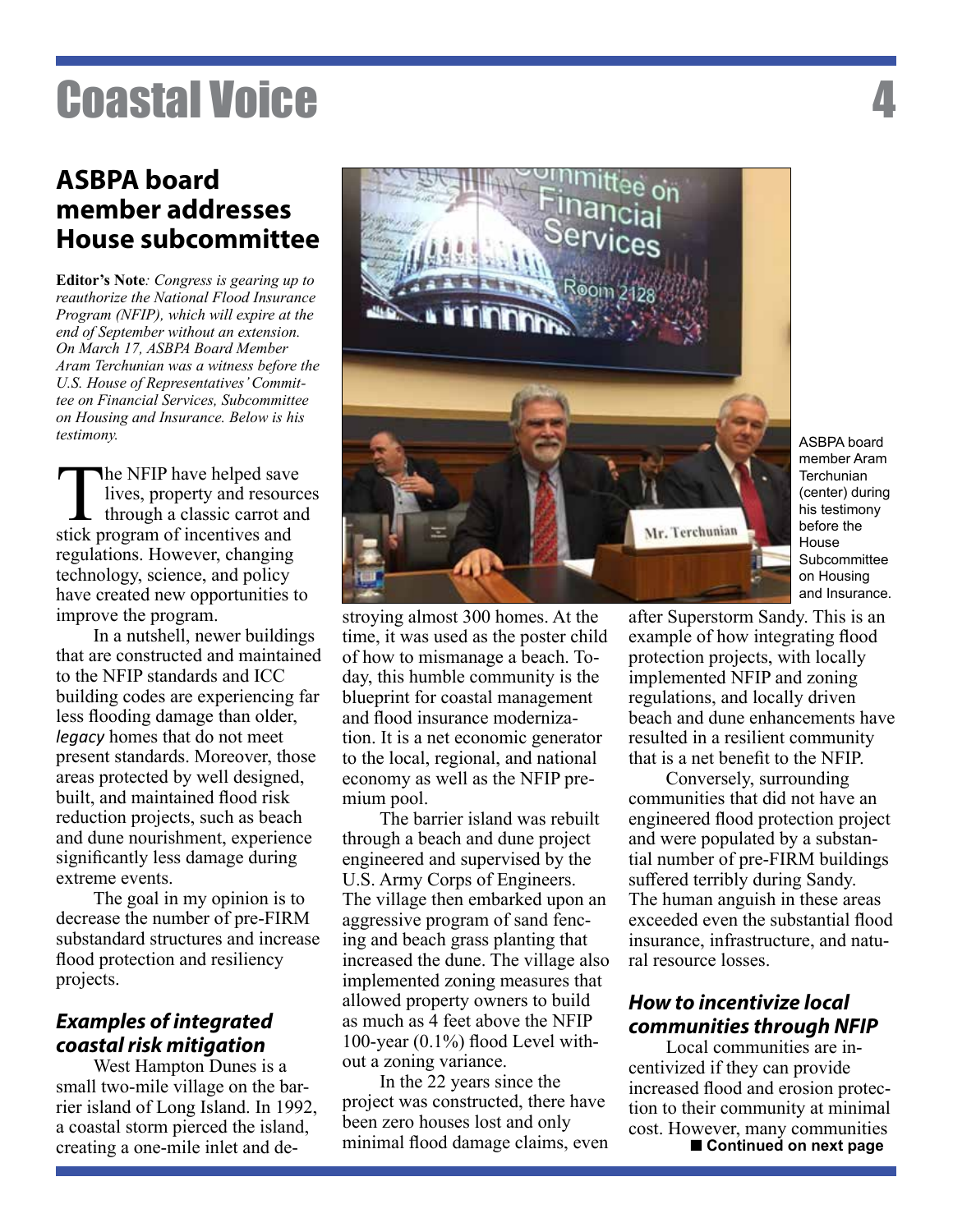## ASBPA board member addresses House subcommittee

**Editor's Note**: *Congress is gearing up to reauthorize the National Flood Insurance Program (NFIP), which will expire at the end of September without an extension. On March 17, ASBPA Board Member Aram Terchunian was a witness before the U.S. House of Representatives' Committee on Financial Services, Subcommittee on Housing and Insurance. Below is his testimony.*

The NFIP have helped save lives, property and resources through a classic carrot and stick program of incentives and regulations. However, changing technology, science, and policy have created new opportunities to improve the program.

In a nutshell, newer buildings that are constructed and maintained to the NFIP standards and ICC building codes are experiencing far less flooding damage than older, *legacy* homes that do not meet present standards. Moreover, those areas protected by well designed, built, and maintained flood risk reduction projects, such as beach and dune nourishment, experience significantly less damage during extreme events.

The goal in my opinion is to decrease the number of pre-FIRM substandard structures and increase flood protection and resiliency projects.

### *Examples of integrated coastal risk mitigation*

West Hampton Dunes is a small two-mile village on the barrier island of Long Island. In 1992, a coastal storm pierced the island, creating a one-mile inlet and destroying almost 300 homes. At the time, it was used as the poster child of how to mismanage a beach. Today, this humble community is the blueprint for coastal management and flood insurance modernization. It is a net economic generator to the local, regional, and national economy as well as the NFIP premium pool.

The barrier island was rebuilt through a beach and dune project engineered and supervised by the U.S. Army Corps of Engineers. The village then embarked upon an aggressive program of sand fencing and beach grass planting that increased the dune. The village also implemented zoning measures that allowed property owners to build as much as 4 feet above the NFIP 100-year (0.1%) flood Level without a zoning variance.

In the 22 years since the project was constructed, there have been zero houses lost and only minimal flood damage claims, even after Superstorm Sandy. This is an example of how integrating flood protection projects, with locally implemented NFIP and zoning regulations, and locally driven beach and dune enhancements have resulted in a resilient community that is a net benefit to the NFIP.

Conversely, surrounding communities that did not have an engineered flood protection project and were populated by a substantial number of pre-FIRM buildings suffered terribly during Sandy. The human anguish in these areas exceeded even the substantial flood insurance, infrastructure, and natural resource losses.

ASBPA board member Aram Terchunian (center) during his testimony before the House Subcommittee on Housing and Insurance.

### *How to incentivize local communities through NFIP*

Local communities are incentivized if they can provide increased flood and erosion protection to their community at minimal cost. However, many communities

■ **Continued on next page**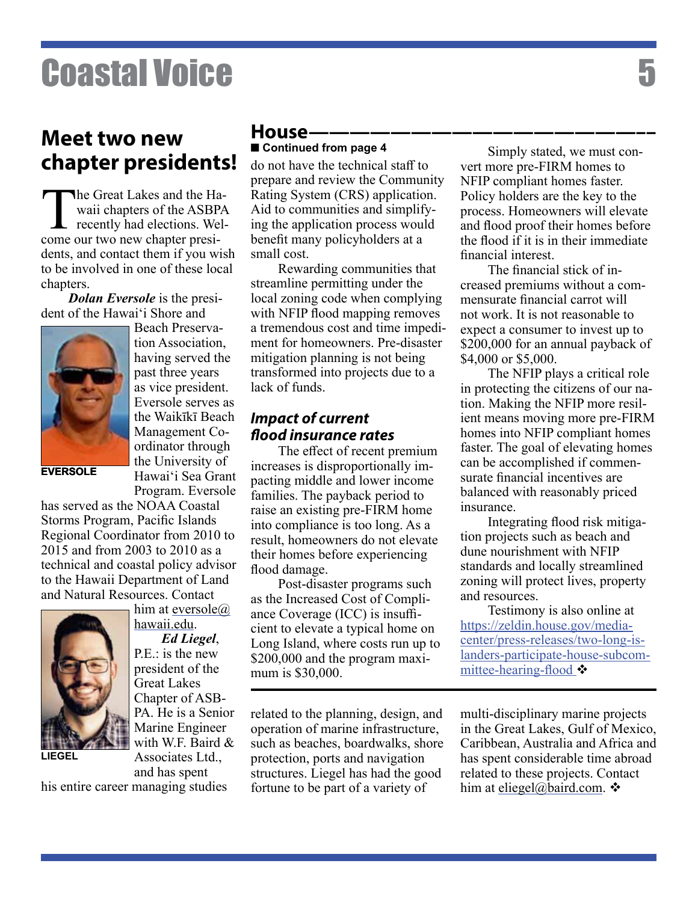## Meet two new chapter presidents!

The Great Lakes and the Hawaii chapters of the ASBPA recently had elections. Welcome our two new chapter presidents, and contact them if you wish to be involved in one of these local chapters.

***Dolan Eversole*** is the president of the Hawai'i Shore and Beach Preservation Association, having served the past three years as vice president. Eversole serves as the Waikīkī Beach Management Coordinator through the University of Hawai'i Sea Grant Program. Eversole has served as the NOAA Coastal Storms Program, Pacific Islands Regional Coordinator from 2010 to 2015 and from 2003 to 2010 as a technical and coastal policy advisor to the Hawaii Department of Land and Natural Resources. Contact him at eversole@hawaii.edu.

EVERSOLE

***Ed Liegel***, P.E.: is the new president of the Great Lakes Chapter of ASBPA. He is a Senior Marine Engineer with W.F. Baird & Associates Ltd., and has spent his entire career managing studies related to the planning, design, and operation of marine infrastructure, such as beaches, boardwalks, shore protection, ports and navigation structures. Liegel has had the good fortune to be part of a variety of multi-disciplinary marine projects in the Great Lakes, Gulf of Mexico, Caribbean, Australia and Africa and has spent considerable time abroad related to these projects. Contact him at eliegel@baird.com. ❖

LIEGEL

## House

■ **Continued from page 4**

do not have the technical staff to prepare and review the Community Rating System (CRS) application. Aid to communities and simplifying the application process would benefit many policyholders at a small cost.

Rewarding communities that streamline permitting under the local zoning code when complying with NFIP flood mapping removes a tremendous cost and time impediment for homeowners. Pre-disaster mitigation planning is not being transformed into projects due to a lack of funds.

### *Impact of current flood insurance rates*

The effect of recent premium increases is disproportionally impacting middle and lower income families. The payback period to raise an existing pre-FIRM home into compliance is too long. As a result, homeowners do not elevate their homes before experiencing flood damage.

Post-disaster programs such as the Increased Cost of Compliance Coverage (ICC) is insufficient to elevate a typical home on Long Island, where costs run up to $200,000 and the program maximum is $30,000.

Simply stated, we must convert more pre-FIRM homes to NFIP compliant homes faster. Policy holders are the key to the process. Homeowners will elevate and flood proof their homes before the flood if it is in their immediate financial interest.

The financial stick of increased premiums without a commensurate financial carrot will not work. It is not reasonable to expect a consumer to invest up to $200,000 for an annual payback of $4,000 or $5,000.

The NFIP plays a critical role in protecting the citizens of our nation. Making the NFIP more resilient means moving more pre-FIRM homes into NFIP compliant homes faster. The goal of elevating homes can be accomplished if commensurate financial incentives are balanced with reasonably priced insurance.

Integrating flood risk mitigation projects such as beach and dune nourishment with NFIP standards and locally streamlined zoning will protect lives, property and resources.

Testimony is also online at https://zeldin.house.gov/media-center/press-releases/two-long-islanders-participate-house-subcommittee-hearing-flood ❖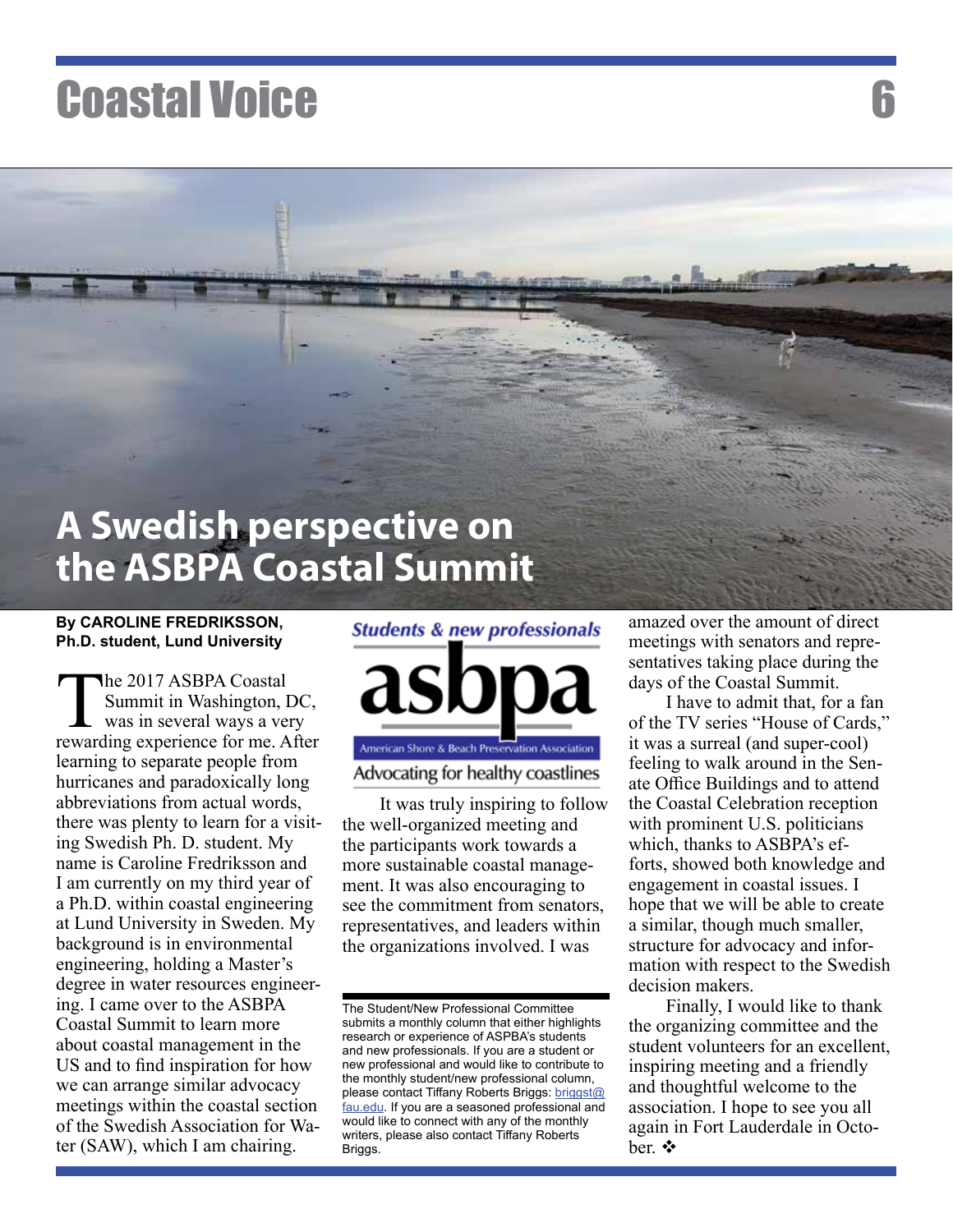# A Swedish perspective on the ASBPA Coastal Summit

**By CAROLINE FREDRIKSSON, Ph.D. student, Lund University**

The 2017 ASBPA Coastal Summit in Washington, DC, was in several ways a very rewarding experience for me. After learning to separate people from hurricanes and paradoxically long abbreviations from actual words, there was plenty to learn for a visiting Swedish Ph. D. student. My name is Caroline Fredriksson and I am currently on my third year of a Ph.D. within coastal engineering at Lund University in Sweden. My background is in environmental engineering, holding a Master's degree in water resources engineering. I came over to the ASBPA Coastal Summit to learn more about coastal management in the US and to find inspiration for how we can arrange similar advocacy meetings within the coastal section of the Swedish Association for Water (SAW), which I am chairing.

It was truly inspiring to follow the well-organized meeting and the participants work towards a more sustainable coastal management. It was also encouraging to see the commitment from senators, representatives, and leaders within the organizations involved. I was amazed over the amount of direct meetings with senators and representatives taking place during the days of the Coastal Summit.

I have to admit that, for a fan of the TV series "House of Cards," it was a surreal (and super-cool) feeling to walk around in the Senate Office Buildings and to attend the Coastal Celebration reception with prominent U.S. politicians which, thanks to ASBPA's efforts, showed both knowledge and engagement in coastal issues. I hope that we will be able to create a similar, though much smaller, structure for advocacy and information with respect to the Swedish decision makers.

Finally, I would like to thank the organizing committee and the student volunteers for an excellent, inspiring meeting and a friendly and thoughtful welcome to the association. I hope to see you all again in Fort Lauderdale in October. ❖

---

**Students & new professionals**

**asbpa**

American Shore & Beach Preservation Association

Advocating for healthy coastlines

The Student/New Professional Committee submits a monthly column that either highlights research or experience of ASPBA's students and new professionals. If you are a student or new professional and would like to contribute to the monthly student/new professional column, please contact Tiffany Roberts Briggs: briggst@fau.edu. If you are a seasoned professional and would like to connect with any of the monthly writers, please also contact Tiffany Roberts Briggs.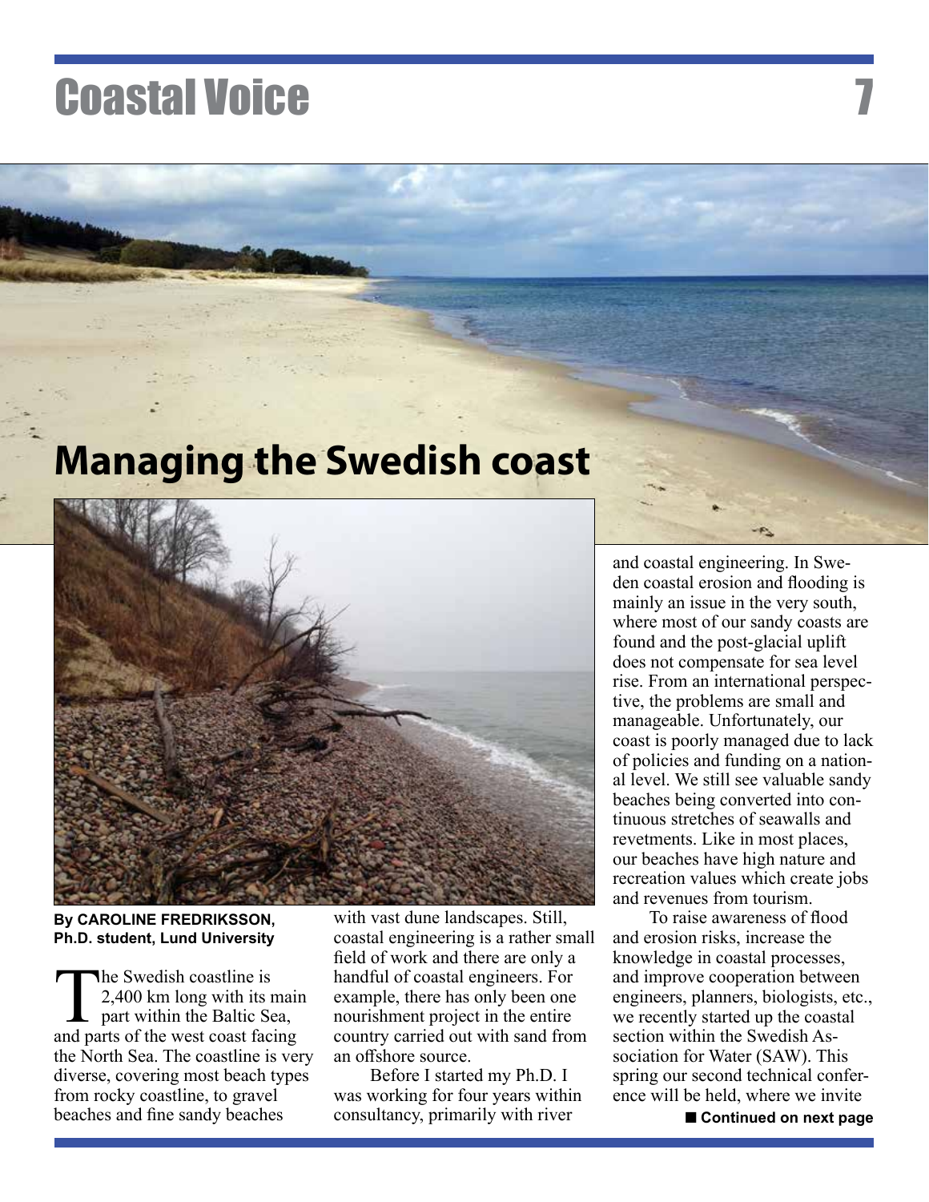# Managing the Swedish coast

**By CAROLINE FREDRIKSSON, Ph.D. student, Lund University**

The Swedish coastline is 2,400 km long with its main part within the Baltic Sea, and parts of the west coast facing the North Sea. The coastline is very diverse, covering most beach types from rocky coastline, to gravel beaches and fine sandy beaches with vast dune landscapes. Still, coastal engineering is a rather small field of work and there are only a handful of coastal engineers. For example, there has only been one nourishment project in the entire country carried out with sand from an offshore source.

Before I started my Ph.D. I was working for four years within consultancy, primarily with river and coastal engineering. In Sweden coastal erosion and flooding is mainly an issue in the very south, where most of our sandy coasts are found and the post-glacial uplift does not compensate for sea level rise. From an international perspective, the problems are small and manageable. Unfortunately, our coast is poorly managed due to lack of policies and funding on a national level. We still see valuable sandy beaches being converted into continuous stretches of seawalls and revetments. Like in most places, our beaches have high nature and recreation values which create jobs and revenues from tourism.

To raise awareness of flood and erosion risks, increase the knowledge in coastal processes, and improve cooperation between engineers, planners, biologists, etc., we recently started up the coastal section within the Swedish Association for Water (SAW). This spring our second technical conference will be held, where we invite

■ **Continued on next page**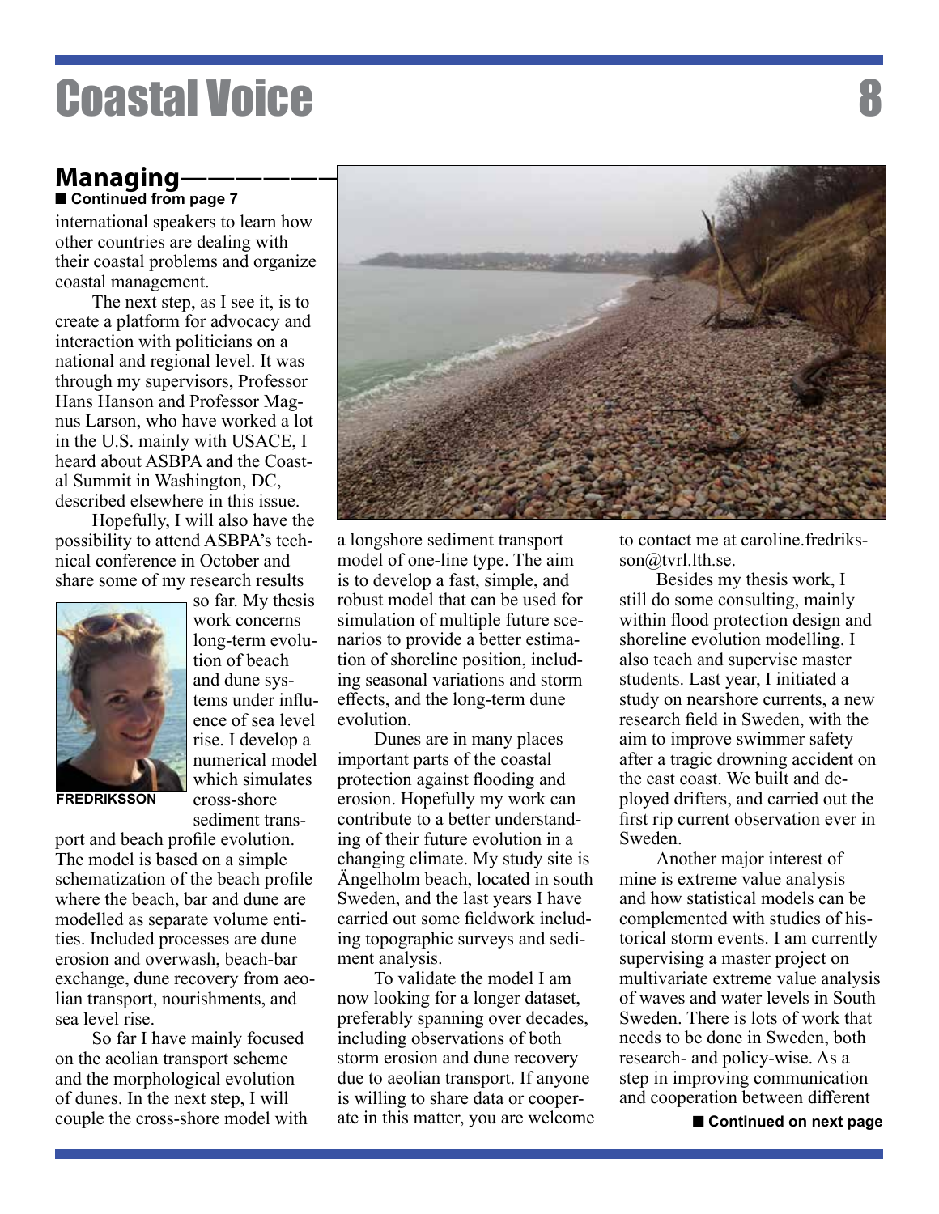## Managing

**■ Continued from page 7**

international speakers to learn how other countries are dealing with their coastal problems and organize coastal management.

The next step, as I see it, is to create a platform for advocacy and interaction with politicians on a national and regional level. It was through my supervisors, Professor Hans Hanson and Professor Magnus Larson, who have worked a lot in the U.S. mainly with USACE, I heard about ASBPA and the Coastal Summit in Washington, DC, described elsewhere in this issue.

Hopefully, I will also have the possibility to attend ASBPA's technical conference in October and share some of my research results so far. My thesis work concerns long-term evolution of beach and dune systems under influence of sea level rise. I develop a numerical model which simulates cross-shore sediment transport and beach profile evolution. The model is based on a simple schematization of the beach profile where the beach, bar and dune are modelled as separate volume entities. Included processes are dune erosion and overwash, beach-bar exchange, dune recovery from aeolian transport, nourishments, and sea level rise.

FREDRIKSSON

So far I have mainly focused on the aeolian transport scheme and the morphological evolution of dunes. In the next step, I will couple the cross-shore model with a longshore sediment transport model of one-line type. The aim is to develop a fast, simple, and robust model that can be used for simulation of multiple future scenarios to provide a better estimation of shoreline position, including seasonal variations and storm effects, and the long-term dune evolution.

Dunes are in many places important parts of the coastal protection against flooding and erosion. Hopefully my work can contribute to a better understanding of their future evolution in a changing climate. My study site is Ängelholm beach, located in south Sweden, and the last years I have carried out some fieldwork including topographic surveys and sediment analysis.

To validate the model I am now looking for a longer dataset, preferably spanning over decades, including observations of both storm erosion and dune recovery due to aeolian transport. If anyone is willing to share data or cooperate in this matter, you are welcome to contact me at caroline.fredriksson@tvrl.lth.se.

Besides my thesis work, I still do some consulting, mainly within flood protection design and shoreline evolution modelling. I also teach and supervise master students. Last year, I initiated a study on nearshore currents, a new research field in Sweden, with the aim to improve swimmer safety after a tragic drowning accident on the east coast. We built and deployed drifters, and carried out the first rip current observation ever in Sweden.

Another major interest of mine is extreme value analysis and how statistical models can be complemented with studies of historical storm events. I am currently supervising a master project on multivariate extreme value analysis of waves and water levels in South Sweden. There is lots of work that needs to be done in Sweden, both research- and policy-wise. As a step in improving communication and cooperation between different

**■ Continued on next page**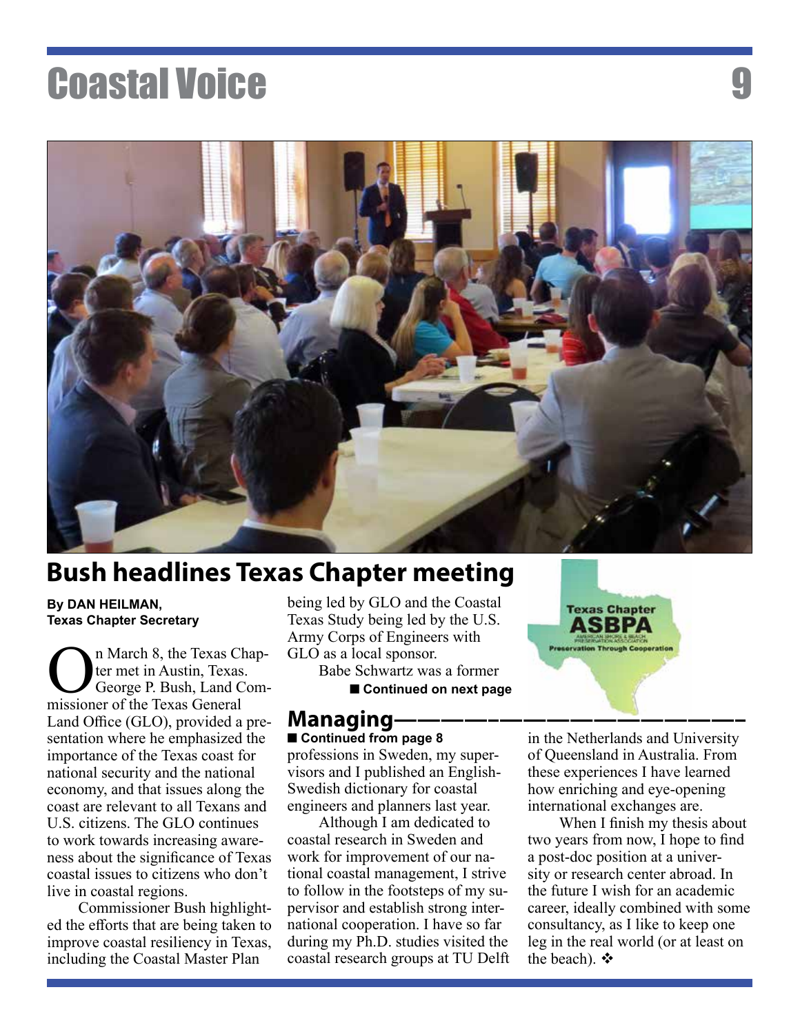## Bush headlines Texas Chapter meeting

**By DAN HEILMAN, Texas Chapter Secretary**

On March 8, the Texas Chapter met in Austin, Texas. George P. Bush, Land Commissioner of the Texas General Land Office (GLO), provided a presentation where he emphasized the importance of the Texas coast for national security and the national economy, and that issues along the coast are relevant to all Texans and U.S. citizens. The GLO continues to work towards increasing awareness about the significance of Texas coastal issues to citizens who don't live in coastal regions.

Commissioner Bush highlighted the efforts that are being taken to improve coastal resiliency in Texas, including the Coastal Master Plan being led by GLO and the Coastal Texas Study being led by the U.S. Army Corps of Engineers with GLO as a local sponsor.

Babe Schwartz was a former

■ **Continued on next page**

Texas Chapter ASBPA
AMERICAN SHORE & BEACH PRESERVATION ASSOCIATION
Preservation Through Cooperation

## Managing

■ **Continued from page 8**

professions in Sweden, my supervisors and I published an English-Swedish dictionary for coastal engineers and planners last year.

Although I am dedicated to coastal research in Sweden and work for improvement of our national coastal management, I strive to follow in the footsteps of my supervisor and establish strong international cooperation. I have so far during my Ph.D. studies visited the coastal research groups at TU Delft in the Netherlands and University of Queensland in Australia. From these experiences I have learned how enriching and eye-opening international exchanges are.

When I finish my thesis about two years from now, I hope to find a post-doc position at a university or research center abroad. In the future I wish for an academic career, ideally combined with some consultancy, as I like to keep one leg in the real world (or at least on the beach). ❖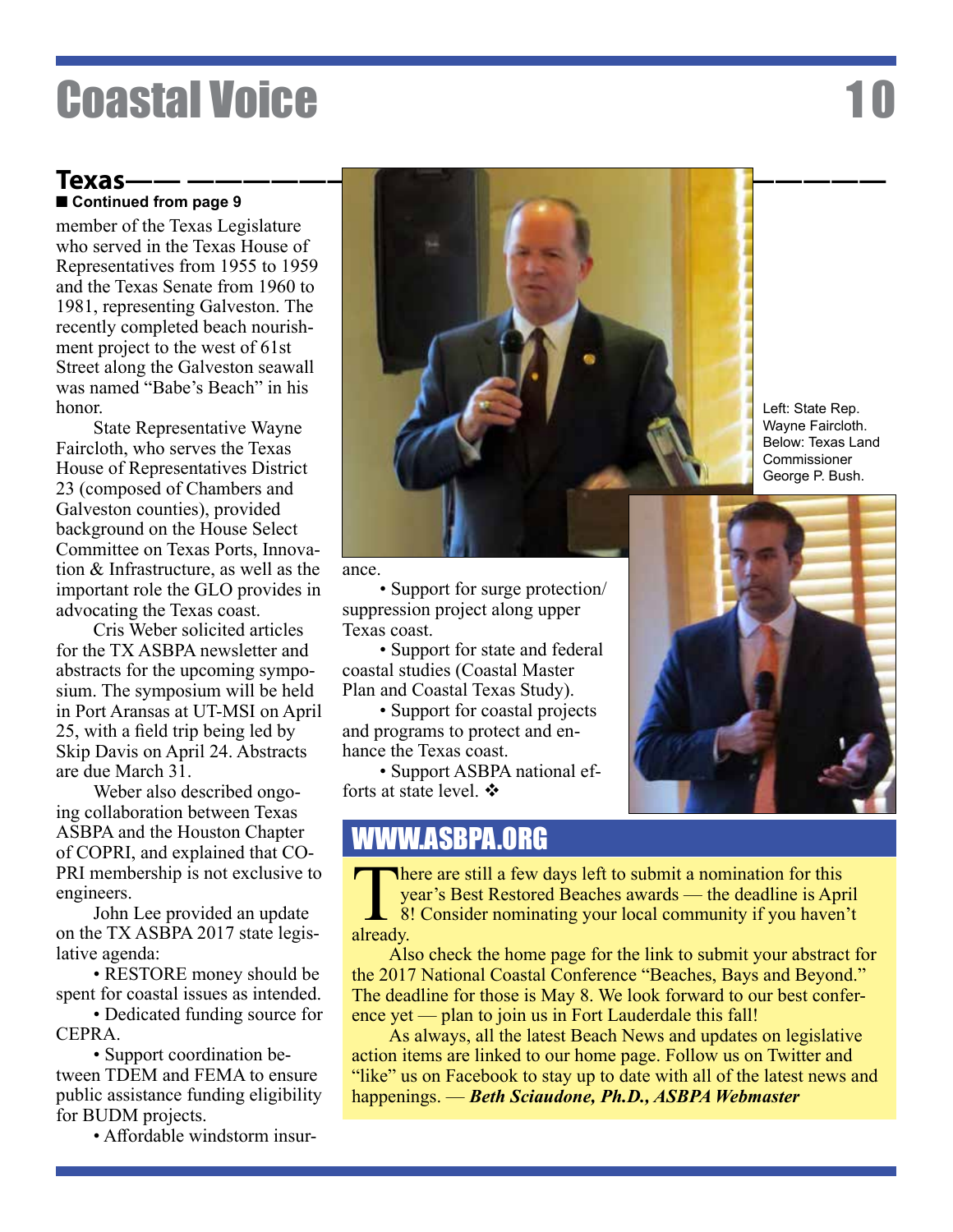## Texas

■ **Continued from page 9**

member of the Texas Legislature who served in the Texas House of Representatives from 1955 to 1959 and the Texas Senate from 1960 to 1981, representing Galveston. The recently completed beach nourishment project to the west of 61st Street along the Galveston seawall was named "Babe's Beach" in his honor.

State Representative Wayne Faircloth, who serves the Texas House of Representatives District 23 (composed of Chambers and Galveston counties), provided background on the House Select Committee on Texas Ports, Innovation & Infrastructure, as well as the important role the GLO provides in advocating the Texas coast.

Cris Weber solicited articles for the TX ASBPA newsletter and abstracts for the upcoming symposium. The symposium will be held in Port Aransas at UT-MSI on April 25, with a field trip being led by Skip Davis on April 24. Abstracts are due March 31.

Weber also described ongoing collaboration between Texas ASBPA and the Houston Chapter of COPRI, and explained that COPRI membership is not exclusive to engineers.

John Lee provided an update on the TX ASBPA 2017 state legislative agenda:

- RESTORE money should be spent for coastal issues as intended.
- Dedicated funding source for CEPRA.
- Support coordination between TDEM and FEMA to ensure public assistance funding eligibility for BUDM projects.
- Affordable windstorm insurance.
- Support for surge protection/suppression project along upper Texas coast.
- Support for state and federal coastal studies (Coastal Master Plan and Coastal Texas Study).
- Support for coastal projects and programs to protect and enhance the Texas coast.
- Support ASBPA national efforts at state level. ❖

Left: State Rep. Wayne Faircloth. Below: Texas Land Commissioner George P. Bush.

## WWW.ASBPA.ORG

There are still a few days left to submit a nomination for this year's Best Restored Beaches awards — the deadline is April 8! Consider nominating your local community if you haven't already.

Also check the home page for the link to submit your abstract for the 2017 National Coastal Conference "Beaches, Bays and Beyond." The deadline for those is May 8. We look forward to our best conference yet — plan to join us in Fort Lauderdale this fall!

As always, all the latest Beach News and updates on legislative action items are linked to our home page. Follow us on Twitter and "like" us on Facebook to stay up to date with all of the latest news and happenings. — ***Beth Sciaudone, Ph.D., ASBPA Webmaster***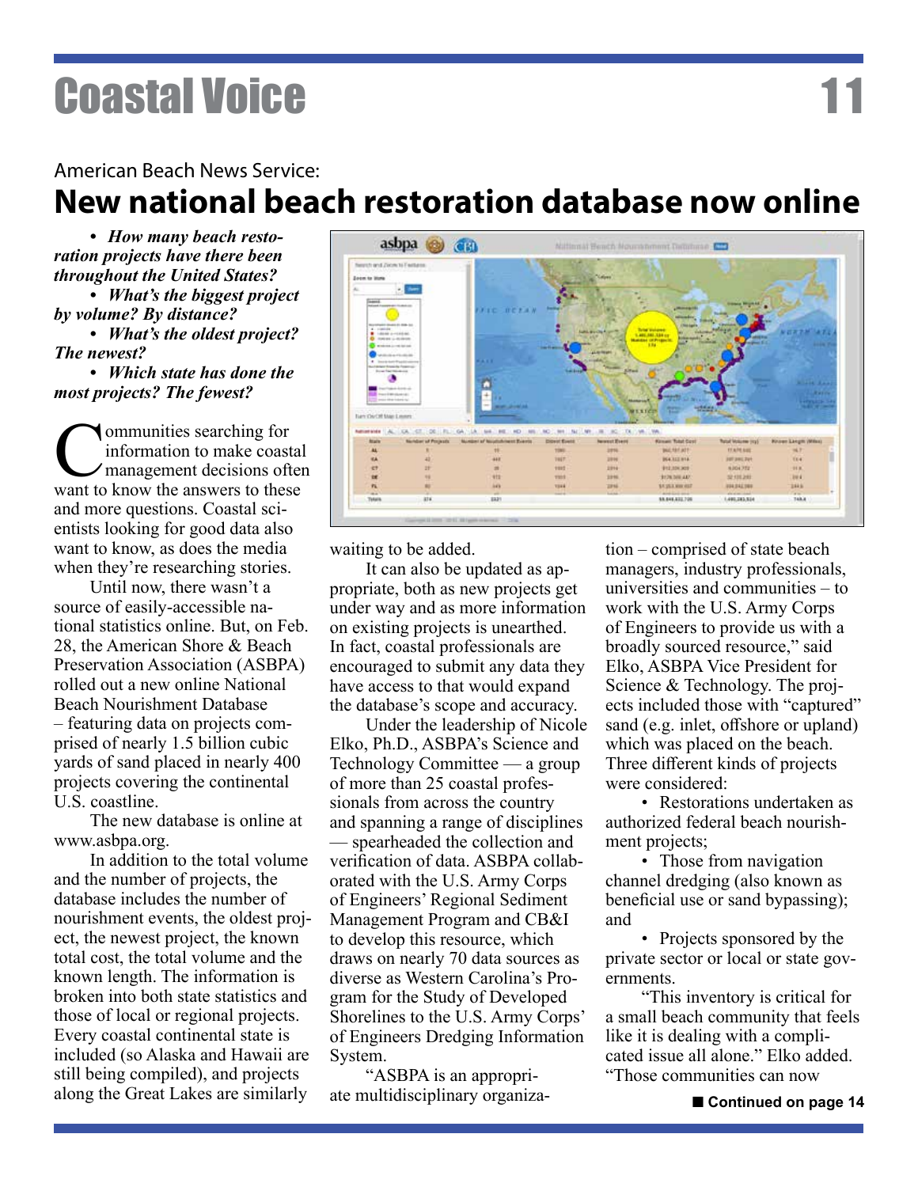American Beach News Service:

# New national beach restoration database now online

- ***How many beach restoration projects have there been throughout the United States?***
- ***What's the biggest project by volume? By distance?***
- ***What's the oldest project? The newest?***
- ***Which state has done the most projects? The fewest?***

Communities searching for information to make coastal management decisions often want to know the answers to these and more questions. Coastal scientists looking for good data also want to know, as does the media when they're researching stories.

Until now, there wasn't a source of easily-accessible national statistics online. But, on Feb. 28, the American Shore & Beach Preservation Association (ASBPA) rolled out a new online National Beach Nourishment Database – featuring data on projects comprised of nearly 1.5 billion cubic yards of sand placed in nearly 400 projects covering the continental U.S. coastline.

The new database is online at www.asbpa.org.

In addition to the total volume and the number of projects, the database includes the number of nourishment events, the oldest project, the newest project, the known total cost, the total volume and the known length. The information is broken into both state statistics and those of local or regional projects. Every coastal continental state is included (so Alaska and Hawaii are still being compiled), and projects along the Great Lakes are similarly waiting to be added.

It can also be updated as appropriate, both as new projects get under way and as more information on existing projects is unearthed. In fact, coastal professionals are encouraged to submit any data they have access to that would expand the database's scope and accuracy.

Under the leadership of Nicole Elko, Ph.D., ASBPA's Science and Technology Committee — a group of more than 25 coastal professionals from across the country and spanning a range of disciplines — spearheaded the collection and verification of data. ASBPA collaborated with the U.S. Army Corps of Engineers' Regional Sediment Management Program and CB&I to develop this resource, which draws on nearly 70 data sources as diverse as Western Carolina's Program for the Study of Developed Shorelines to the U.S. Army Corps' of Engineers Dredging Information System.

"ASBPA is an appropriate multidisciplinary organization – comprised of state beach managers, industry professionals, universities and communities – to work with the U.S. Army Corps of Engineers to provide us with a broadly sourced resource," said Elko, ASBPA Vice President for Science & Technology. The projects included those with "captured" sand (e.g. inlet, offshore or upland) which was placed on the beach. Three different kinds of projects were considered:

- Restorations undertaken as authorized federal beach nourishment projects;
- Those from navigation channel dredging (also known as beneficial use or sand bypassing); and
- Projects sponsored by the private sector or local or state governments.

"This inventory is critical for a small beach community that feels like it is dealing with a complicated issue all alone." Elko added. "Those communities can now

■ **Continued on page 14**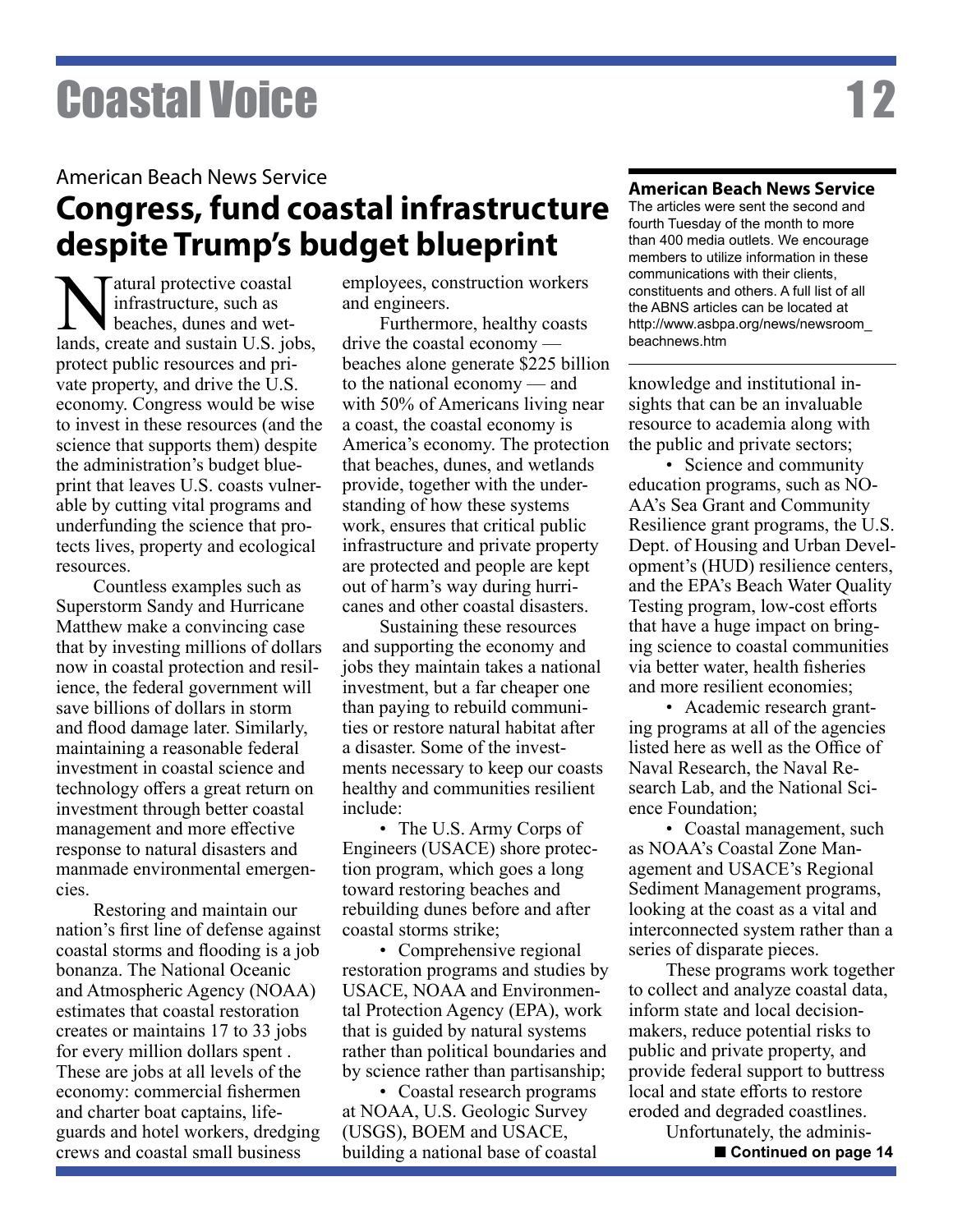American Beach News Service

# Congress, fund coastal infrastructure despite Trump's budget blueprint

Natural protective coastal infrastructure, such as beaches, dunes and wetlands, create and sustain U.S. jobs, protect public resources and private property, and drive the U.S. economy. Congress would be wise to invest in these resources (and the science that supports them) despite the administration's budget blueprint that leaves U.S. coasts vulnerable by cutting vital programs and underfunding the science that protects lives, property and ecological resources.

Countless examples such as Superstorm Sandy and Hurricane Matthew make a convincing case that by investing millions of dollars now in coastal protection and resilience, the federal government will save billions of dollars in storm and flood damage later. Similarly, maintaining a reasonable federal investment in coastal science and technology offers a great return on investment through better coastal management and more effective response to natural disasters and manmade environmental emergencies.

Restoring and maintain our nation's first line of defense against coastal storms and flooding is a job bonanza. The National Oceanic and Atmospheric Agency (NOAA) estimates that coastal restoration creates or maintains 17 to 33 jobs for every million dollars spent . These are jobs at all levels of the economy: commercial fishermen and charter boat captains, lifeguards and hotel workers, dredging crews and coastal small business employees, construction workers and engineers.

Furthermore, healthy coasts drive the coastal economy — beaches alone generate $225 billion to the national economy — and with 50% of Americans living near a coast, the coastal economy is America's economy. The protection that beaches, dunes, and wetlands provide, together with the understanding of how these systems work, ensures that critical public infrastructure and private property are protected and people are kept out of harm's way during hurricanes and other coastal disasters.

Sustaining these resources and supporting the economy and jobs they maintain takes a national investment, but a far cheaper one than paying to rebuild communities or restore natural habitat after a disaster. Some of the investments necessary to keep our coasts healthy and communities resilient include:

- The U.S. Army Corps of Engineers (USACE) shore protection program, which goes a long toward restoring beaches and rebuilding dunes before and after coastal storms strike;
- Comprehensive regional restoration programs and studies by USACE, NOAA and Environmental Protection Agency (EPA), work that is guided by natural systems rather than political boundaries and by science rather than partisanship;
- Coastal research programs at NOAA, U.S. Geologic Survey (USGS), BOEM and USACE, building a national base of coastal knowledge and institutional insights that can be an invaluable resource to academia along with the public and private sectors;
- Science and community education programs, such as NOAA's Sea Grant and Community Resilience grant programs, the U.S. Dept. of Housing and Urban Development's (HUD) resilience centers, and the EPA's Beach Water Quality Testing program, low-cost efforts that have a huge impact on bringing science to coastal communities via better water, health fisheries and more resilient economies;
- Academic research granting programs at all of the agencies listed here as well as the Office of Naval Research, the Naval Research Lab, and the National Science Foundation;
- Coastal management, such as NOAA's Coastal Zone Management and USACE's Regional Sediment Management programs, looking at the coast as a vital and interconnected system rather than a series of disparate pieces.

These programs work together to collect and analyze coastal data, inform state and local decision-makers, reduce potential risks to public and private property, and provide federal support to buttress local and state efforts to restore eroded and degraded coastlines.

Unfortunately, the adminis-

■ **Continued on page 14**

---

**American Beach News Service**

The articles were sent the second and fourth Tuesday of the month to more than 400 media outlets. We encourage members to utilize information in these communications with their clients, constituents and others. A full list of all the ABNS articles can be located at http://www.asbpa.org/news/newsroom_beachnews.htm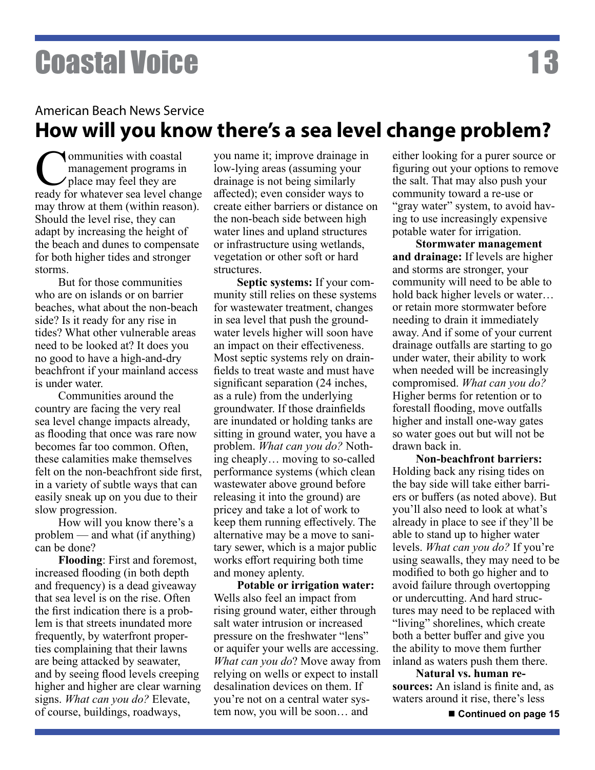American Beach News Service

# How will you know there's a sea level change problem?

Communities with coastal management programs in place may feel they are ready for whatever sea level change may throw at them (within reason). Should the level rise, they can adapt by increasing the height of the beach and dunes to compensate for both higher tides and stronger storms.

But for those communities who are on islands or on barrier beaches, what about the non-beach side? Is it ready for any rise in tides? What other vulnerable areas need to be looked at? It does you no good to have a high-and-dry beachfront if your mainland access is under water.

Communities around the country are facing the very real sea level change impacts already, as flooding that once was rare now becomes far too common. Often, these calamities make themselves felt on the non-beachfront side first, in a variety of subtle ways that can easily sneak up on you due to their slow progression.

How will you know there's a problem — and what (if anything) can be done?

**Flooding**: First and foremost, increased flooding (in both depth and frequency) is a dead giveaway that sea level is on the rise. Often the first indication there is a problem is that streets inundated more frequently, by waterfront properties complaining that their lawns are being attacked by seawater, and by seeing flood levels creeping higher and higher are clear warning signs. *What can you do?* Elevate, of course, buildings, roadways, you name it; improve drainage in low-lying areas (assuming your drainage is not being similarly affected); even consider ways to create either barriers or distance on the non-beach side between high water lines and upland structures or infrastructure using wetlands, vegetation or other soft or hard structures.

**Septic systems:** If your community still relies on these systems for wastewater treatment, changes in sea level that push the groundwater levels higher will soon have an impact on their effectiveness. Most septic systems rely on drainfields to treat waste and must have significant separation (24 inches, as a rule) from the underlying groundwater. If those drainfields are inundated or holding tanks are sitting in ground water, you have a problem. *What can you do?* Nothing cheaply… moving to so-called performance systems (which clean wastewater above ground before releasing it into the ground) are pricey and take a lot of work to keep them running effectively. The alternative may be a move to sanitary sewer, which is a major public works effort requiring both time and money aplenty.

**Potable or irrigation water:** Wells also feel an impact from rising ground water, either through salt water intrusion or increased pressure on the freshwater "lens" or aquifer your wells are accessing. *What can you do*? Move away from relying on wells or expect to install desalination devices on them. If you're not on a central water system now, you will be soon… and either looking for a purer source or figuring out your options to remove the salt. That may also push your community toward a re-use or "gray water" system, to avoid having to use increasingly expensive potable water for irrigation.

**Stormwater management and drainage:** If levels are higher and storms are stronger, your community will need to be able to hold back higher levels or water… or retain more stormwater before needing to drain it immediately away. And if some of your current drainage outfalls are starting to go under water, their ability to work when needed will be increasingly compromised. *What can you do?* Higher berms for retention or to forestall flooding, move outfalls higher and install one-way gates so water goes out but will not be drawn back in.

**Non-beachfront barriers:** Holding back any rising tides on the bay side will take either barriers or buffers (as noted above). But you'll also need to look at what's already in place to see if they'll be able to stand up to higher water levels. *What can you do?* If you're using seawalls, they may need to be modified to both go higher and to avoid failure through overtopping or undercutting. And hard structures may need to be replaced with "living" shorelines, which create both a better buffer and give you the ability to move them further inland as waters push them there.

**Natural vs. human resources:** An island is finite and, as waters around it rise, there's less

■ **Continued on page 15**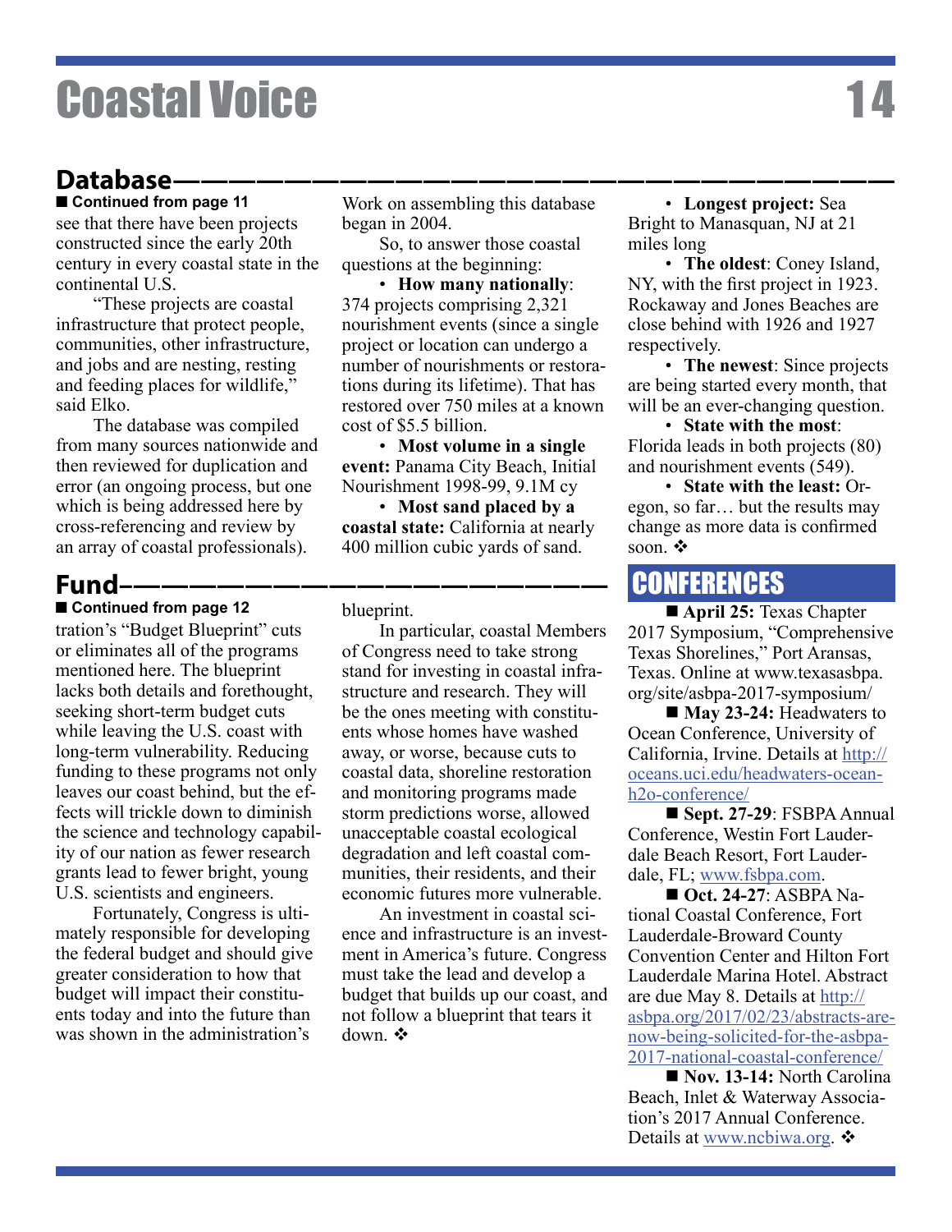## Database

■ **Continued from page 11**

see that there have been projects constructed since the early 20th century in every coastal state in the continental U.S.

"These projects are coastal infrastructure that protect people, communities, other infrastructure, and jobs and are nesting, resting and feeding places for wildlife," said Elko.

The database was compiled from many sources nationwide and then reviewed for duplication and error (an ongoing process, but one which is being addressed here by cross-referencing and review by an array of coastal professionals).

Work on assembling this database began in 2004.

So, to answer those coastal questions at the beginning:

- **How many nationally**: 374 projects comprising 2,321 nourishment events (since a single project or location can undergo a number of nourishments or restorations during its lifetime). That has restored over 750 miles at a known cost of $5.5 billion.
- **Most volume in a single event:** Panama City Beach, Initial Nourishment 1998-99, 9.1M cy
- **Most sand placed by a coastal state:** California at nearly 400 million cubic yards of sand.
- **Longest project:** Sea Bright to Manasquan, NJ at 21 miles long
- **The oldest**: Coney Island, NY, with the first project in 1923. Rockaway and Jones Beaches are close behind with 1926 and 1927 respectively.
- **The newest**: Since projects are being started every month, that will be an ever-changing question.
- **State with the most**: Florida leads in both projects (80) and nourishment events (549).
- **State with the least:** Oregon, so far… but the results may change as more data is confirmed soon. ❖

## Fund

■ **Continued from page 12**

tration's "Budget Blueprint" cuts or eliminates all of the programs mentioned here. The blueprint lacks both details and forethought, seeking short-term budget cuts while leaving the U.S. coast with long-term vulnerability. Reducing funding to these programs not only leaves our coast behind, but the effects will trickle down to diminish the science and technology capability of our nation as fewer research grants lead to fewer bright, young U.S. scientists and engineers.

Fortunately, Congress is ultimately responsible for developing the federal budget and should give greater consideration to how that budget will impact their constituents today and into the future than was shown in the administration's blueprint.

In particular, coastal Members of Congress need to take strong stand for investing in coastal infrastructure and research. They will be the ones meeting with constituents whose homes have washed away, or worse, because cuts to coastal data, shoreline restoration and monitoring programs made storm predictions worse, allowed unacceptable coastal ecological degradation and left coastal communities, their residents, and their economic futures more vulnerable.

An investment in coastal science and infrastructure is an investment in America's future. Congress must take the lead and develop a budget that builds up our coast, and not follow a blueprint that tears it down. ❖

## CONFERENCES

■ **April 25:** Texas Chapter 2017 Symposium, "Comprehensive Texas Shorelines," Port Aransas, Texas. Online at www.texasasbpa.org/site/asbpa-2017-symposium/

■ **May 23-24:** Headwaters to Ocean Conference, University of California, Irvine. Details at http://oceans.uci.edu/headwaters-ocean-h2o-conference/

■ **Sept. 27-29**: FSBPA Annual Conference, Westin Fort Lauderdale Beach Resort, Fort Lauderdale, FL; www.fsbpa.com.

■ **Oct. 24-27**: ASBPA National Coastal Conference, Fort Lauderdale-Broward County Convention Center and Hilton Fort Lauderdale Marina Hotel. Abstract are due May 8. Details at http://asbpa.org/2017/02/23/abstracts-are-now-being-solicited-for-the-asbpa-2017-national-coastal-conference/

■ **Nov. 13-14:** North Carolina Beach, Inlet & Waterway Association's 2017 Annual Conference. Details at www.ncbiwa.org. ❖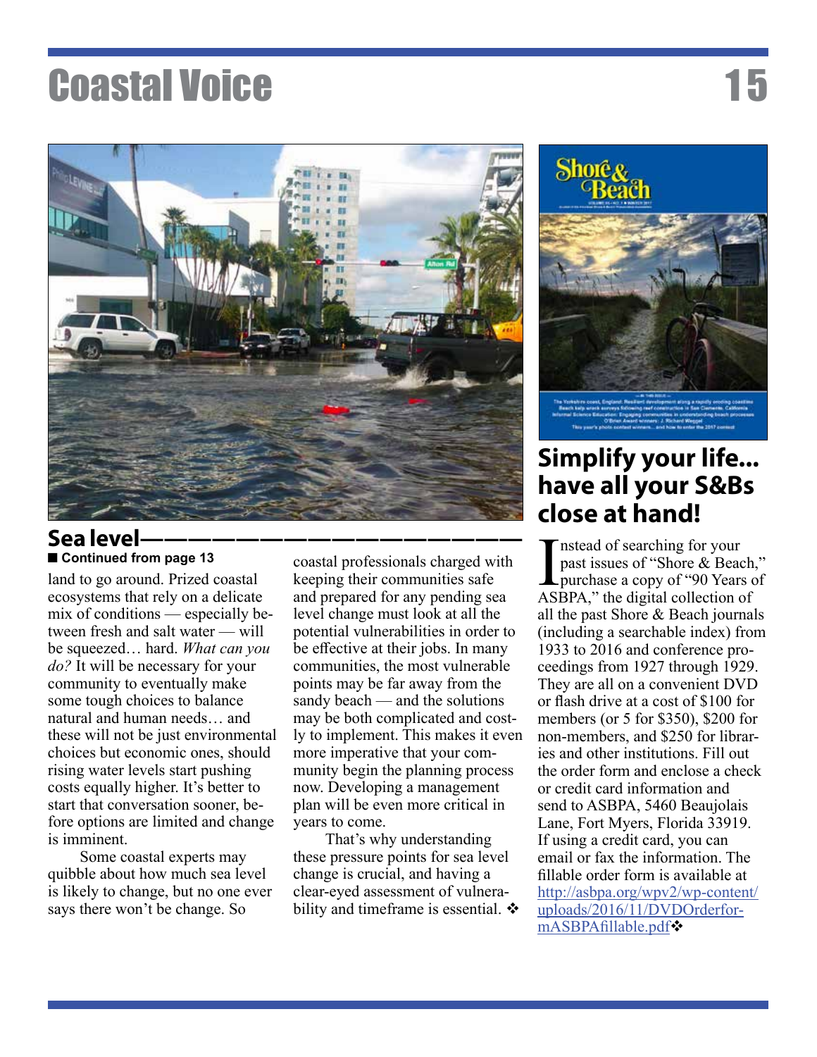## Sea level

■ **Continued from page 13**

land to go around. Prized coastal ecosystems that rely on a delicate mix of conditions — especially between fresh and salt water — will be squeezed… hard. *What can you do?* It will be necessary for your community to eventually make some tough choices to balance natural and human needs… and these will not be just environmental choices but economic ones, should rising water levels start pushing costs equally higher. It's better to start that conversation sooner, before options are limited and change is imminent.

Some coastal experts may quibble about how much sea level is likely to change, but no one ever says there won't be change. So coastal professionals charged with keeping their communities safe and prepared for any pending sea level change must look at all the potential vulnerabilities in order to be effective at their jobs. In many communities, the most vulnerable points may be far away from the sandy beach — and the solutions may be both complicated and costly to implement. This makes it even more imperative that your community begin the planning process now. Developing a management plan will be even more critical in years to come.

That's why understanding these pressure points for sea level change is crucial, and having a clear-eyed assessment of vulnerability and timeframe is essential. ❖

## Simplify your life... have all your S&Bs close at hand!

Instead of searching for your past issues of "Shore & Beach," purchase a copy of "90 Years of ASBPA," the digital collection of all the past Shore & Beach journals (including a searchable index) from 1933 to 2016 and conference proceedings from 1927 through 1929. They are all on a convenient DVD or flash drive at a cost of $100 for members (or 5 for $350), $200 for non-members, and $250 for libraries and other institutions. Fill out the order form and enclose a check or credit card information and send to ASBPA, 5460 Beaujolais Lane, Fort Myers, Florida 33919. If using a credit card, you can email or fax the information. The fillable order form is available at http://asbpa.org/wpv2/wp-content/uploads/2016/11/DVDOrderformASBPAfillable.pdf❖